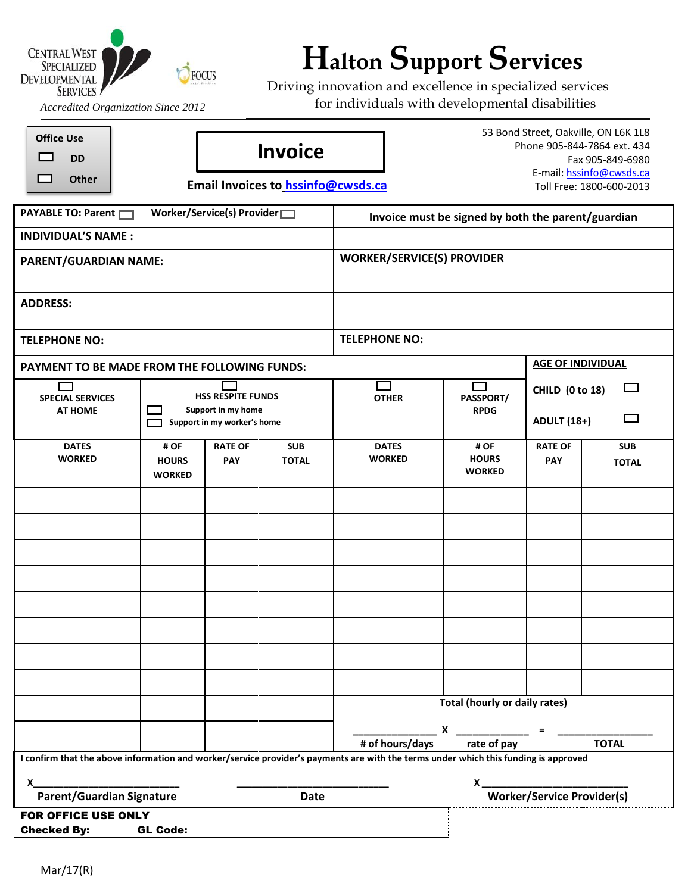CENTRAL WEST SPECIALIZED DEVELOPMENTAL SERVICES

FOCUS

*Accredited Organization Since 2012*

# Halton Support Services

Driving innovation and excellence in specialized services for individuals with developmental disabilities

**Office Use**
☐ DD
☐ Other

## Invoice

**Email Invoices to hssinfo@cwsds.ca**

53 Bond Street, Oakville, ON L6K 1L8
Phone 905-844-7864 ext. 434
Fax 905-849-6980
E-mail: hssinfo@cwsds.ca
Toll Free: 1800-600-2013

| | |
|---|---|
| **PAYABLE TO: Parent ☐ Worker/Service(s) Provider ☐** | **Invoice must be signed by both the parent/guardian** |
| **INDIVIDUAL'S NAME :** | |
| **PARENT/GUARDIAN NAME:** | **WORKER/SERVICE(S) PROVIDER** |
| **ADDRESS:** | |
| **TELEPHONE NO:** | **TELEPHONE NO:** |

| **PAYMENT TO BE MADE FROM THE FOLLOWING FUNDS:** | | | | | | | **AGE OF INDIVIDUAL** |
|---|---|---|---|---|---|---|---|
| ☐ **SPECIAL SERVICES AT HOME** | ☐ **HSS RESPITE FUNDS** ☐ Support in my home ☐ Support in my worker's home | | | ☐ **OTHER** | ☐ **PASSPORT/ RPDG** | | **CHILD (0 to 18)** ☐ **ADULT (18+)** ☐ |
| **DATES WORKED** | **# OF HOURS WORKED** | **RATE OF PAY** | **SUB TOTAL** | **DATES WORKED** | **# OF HOURS WORKED** | **RATE OF PAY** | **SUB TOTAL** |
| | | | | | | | |
| | | | | | | | |
| | | | | | | | |
| | | | | | | | |
| | | | | | | | |
| | | | | | | | |
| | | | | | | | |
| | | | | | | | |
| | | | | **Total (hourly or daily rates)** | | | |
| | | | | ______ X ______ = ______ # of hours/days rate of pay TOTAL | | | |

**I confirm that the above information and worker/service provider's payments are with the terms under which this funding is approved**

X__________________________ **Parent/Guardian Signature**

__________________________ **Date**

X __________________________ **Worker/Service Provider(s)**

**FOR OFFICE USE ONLY**
**Checked By:** **GL Code:**

Mar/17(R)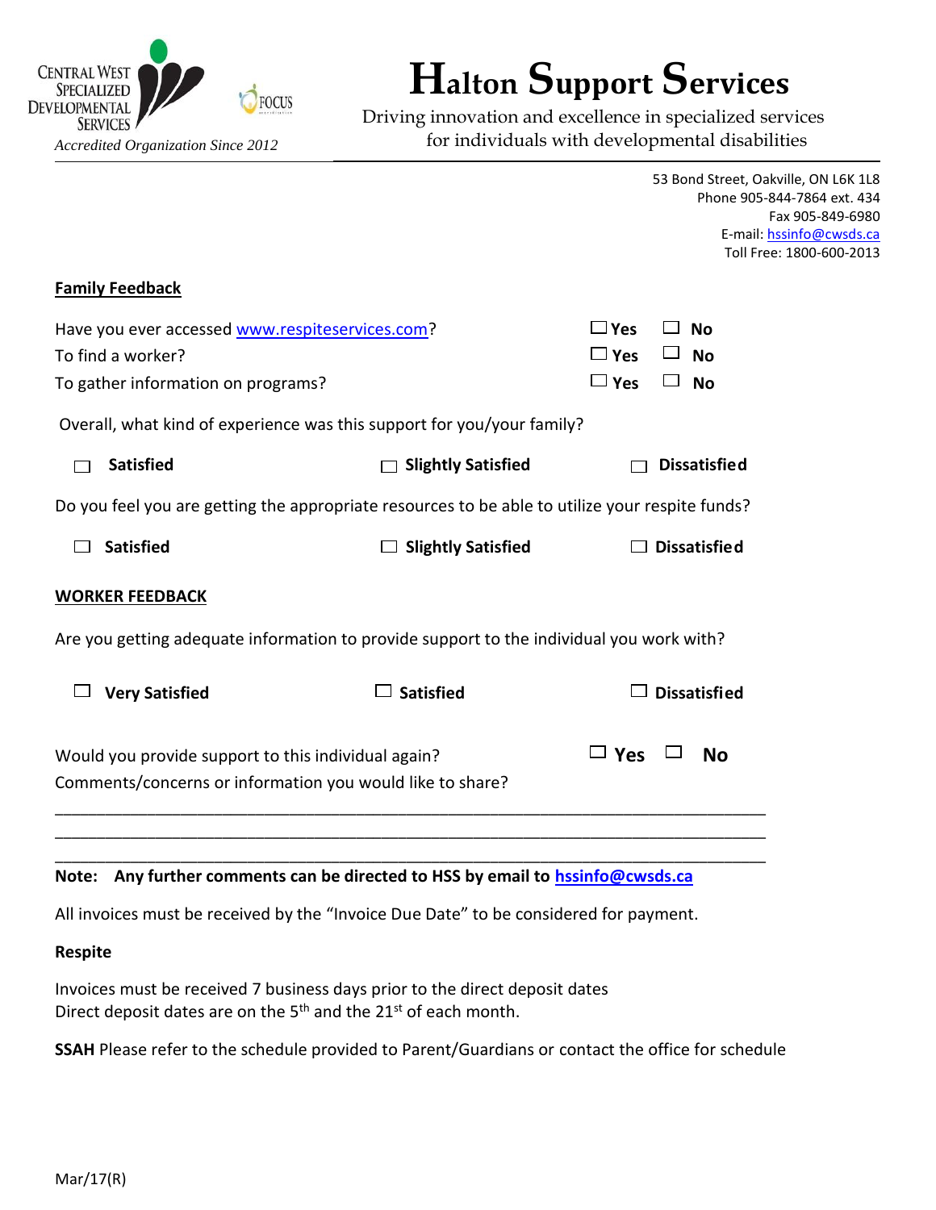CENTRAL WEST SPECIALIZED DEVELOPMENTAL SERVICES

FOCUS

*Accredited Organization Since 2012*

# Halton Support Services

Driving innovation and excellence in specialized services
for individuals with developmental disabilities

53 Bond Street, Oakville, ON L6K 1L8
Phone 905-844-7864 ext. 434
Fax 905-849-6980
E-mail: hssinfo@cwsds.ca
Toll Free: 1800-600-2013

**Family Feedback**

Have you ever accessed www.respiteservices.com? ☐ **Yes** ☐ **No**
To find a worker? ☐ **Yes** ☐ **No**
To gather information on programs? ☐ **Yes** ☐ **No**

Overall, what kind of experience was this support for you/your family?

☐ **Satisfied** ☐ **Slightly Satisfied** ☐ **Dissatisfied**

Do you feel you are getting the appropriate resources to be able to utilize your respite funds?

☐ **Satisfied** ☐ **Slightly Satisfied** ☐ **Dissatisfied**

**WORKER FEEDBACK**

Are you getting adequate information to provide support to the individual you work with?

☐ **Very Satisfied** ☐ **Satisfied** ☐ **Dissatisfied**

Would you provide support to this individual again? ☐ **Yes** ☐ **No**
Comments/concerns or information you would like to share?

\_\_\_\_\_\_\_\_\_\_\_\_\_\_\_\_\_\_\_\_\_\_\_\_\_\_\_\_\_\_\_\_\_\_\_\_\_\_\_\_\_\_\_\_\_\_\_\_\_\_\_\_\_\_\_\_\_\_\_\_\_\_\_\_\_\_\_\_\_\_\_\_\_\_\_\_
\_\_\_\_\_\_\_\_\_\_\_\_\_\_\_\_\_\_\_\_\_\_\_\_\_\_\_\_\_\_\_\_\_\_\_\_\_\_\_\_\_\_\_\_\_\_\_\_\_\_\_\_\_\_\_\_\_\_\_\_\_\_\_\_\_\_\_\_\_\_\_\_\_\_\_\_
\_\_\_\_\_\_\_\_\_\_\_\_\_\_\_\_\_\_\_\_\_\_\_\_\_\_\_\_\_\_\_\_\_\_\_\_\_\_\_\_\_\_\_\_\_\_\_\_\_\_\_\_\_\_\_\_\_\_\_\_\_\_\_\_\_\_\_\_\_\_\_\_\_\_\_\_

**Note: Any further comments can be directed to HSS by email to hssinfo@cwsds.ca**

All invoices must be received by the "Invoice Due Date" to be considered for payment.

**Respite**

Invoices must be received 7 business days prior to the direct deposit dates
Direct deposit dates are on the 5th and the 21st of each month.

**SSAH** Please refer to the schedule provided to Parent/Guardians or contact the office for schedule

Mar/17(R)